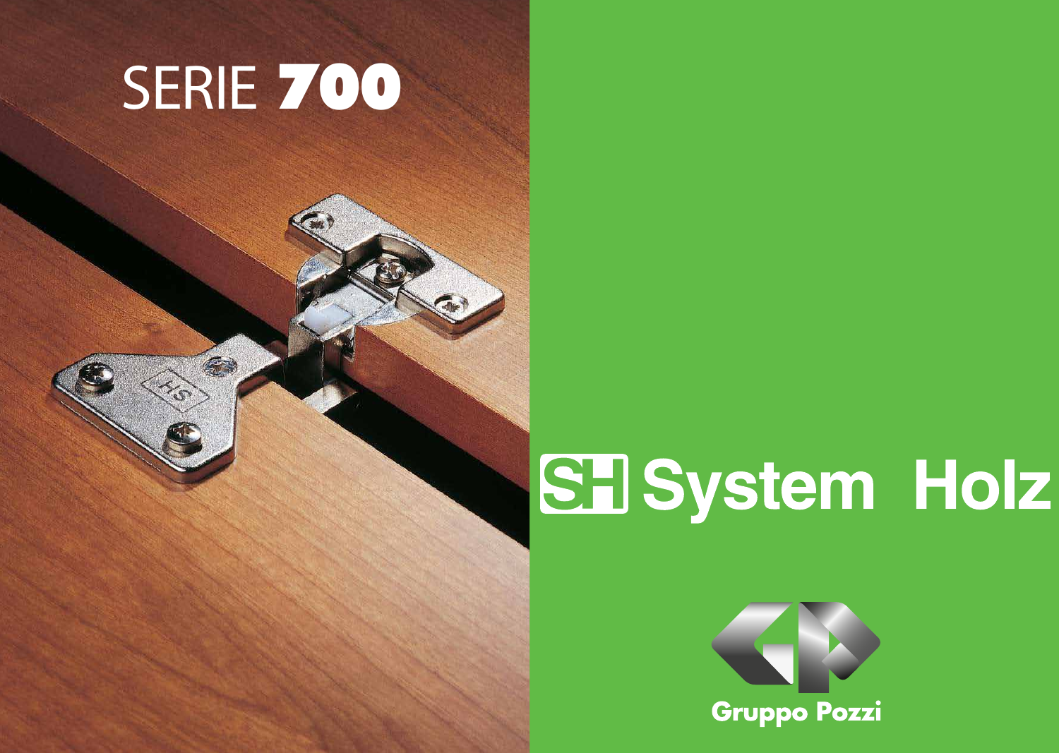# SERIE **700**

# System Holz

Gruppo Pozzi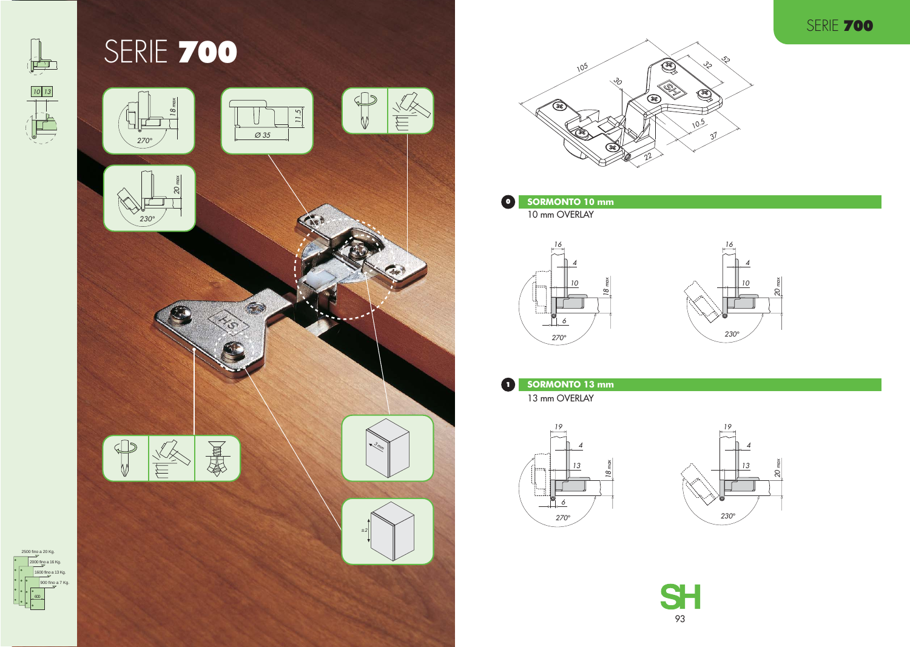# SERIE 700

## SORMONTO 10 mm

10 mm OVERLAY

## SORMONTO 13 mm

13 mm OVERLAY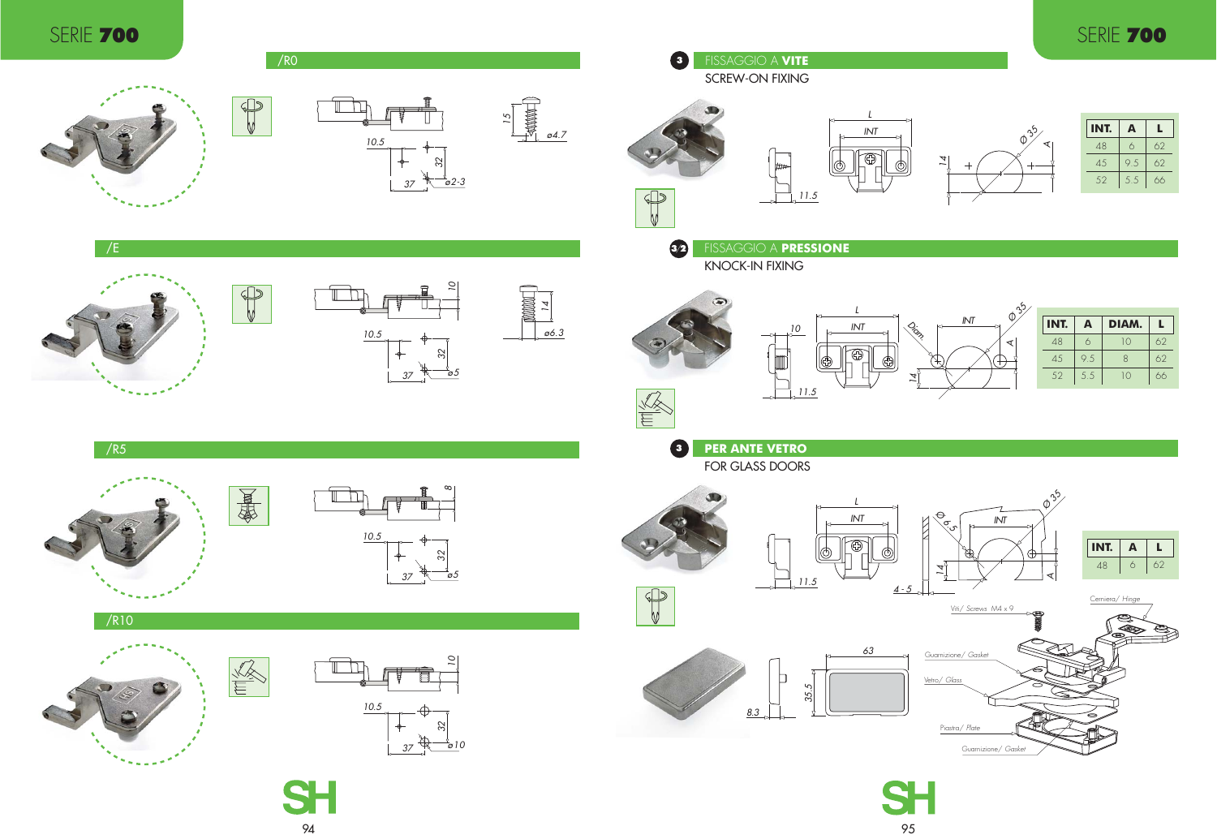## /R0

10.5 · 32 · 37 · ø2-3 · 15 · ø4.7

## /E

10 · 10.5 · 32 · 37 · ø5 · 14 · ø6.3

## /R5

8 · 10.5 · 32 · 37 · ø5

## /R10

10 · 10.5 · 32 · 37 · ø10

## 3 FISSAGGIO A **VITE**

SCREW-ON FIXING

L · INT · 11.5 · 14 · Ø 35 · A

| INT. | A | L |
|---|---|---|
| 48 | 6 | 62 |
| 45 | 9.5 | 62 |
| 52 | 5.5 | 66 |

## 3/2 FISSAGGIO A **PRESSIONE**

KNOCK-IN FIXING

10 · L · INT · 11.5 · Diam. · INT · Ø 35 · 14 · A

| INT. | A | DIAM. | L |
|---|---|---|---|
| 48 | 6 | 10 | 62 |
| 45 | 9.5 | 8 | 62 |
| 52 | 5.5 | 10 | 66 |

## 3 **PER ANTE VETRO**

FOR GLASS DOORS

L · INT · 11.5 · Ø 6.5 · INT · Ø 35 · 14 · A · 4 - 5

| INT. | A | L |
|---|---|---|
| 48 | 6 | 62 |

63 · 35.5 · 8.3

Viti/ Screws M4 x 9

Cerniera/ Hinge

Guarnizione/ Gasket

Vetro/ Glass

Piastra/ Plate

Guarnizione/ Gasket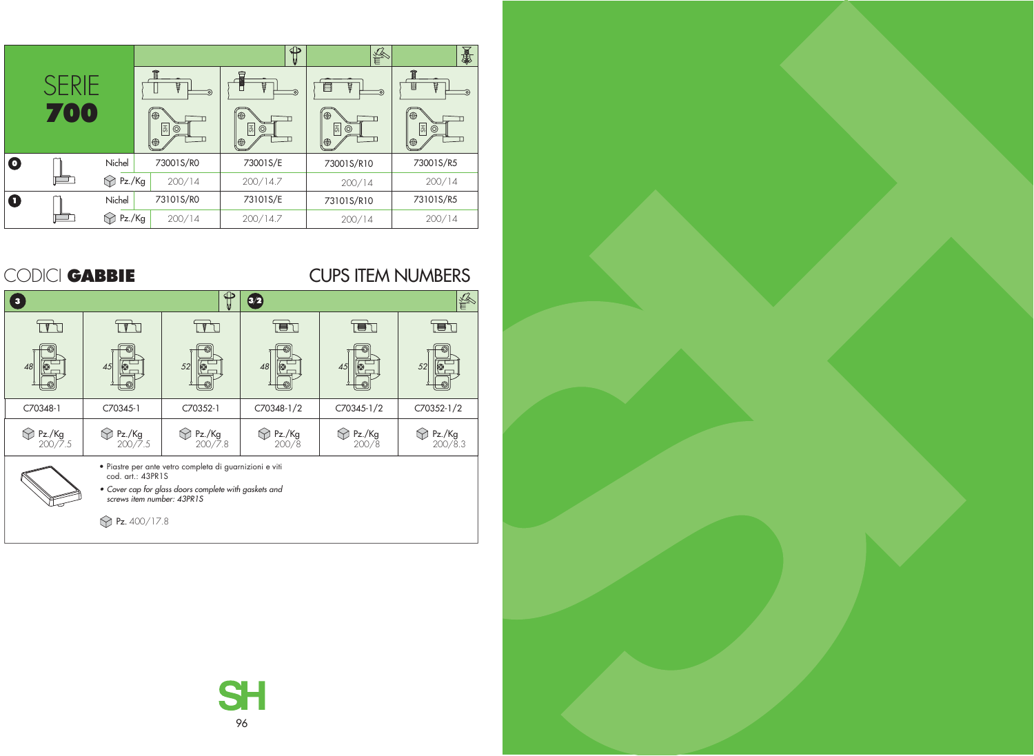# SERIE **700**

| | | | | | |
|---|---|---|---|---|---|
| 0 | Nichel | 73001S/R0 | 73001S/E | 73001S/R10 | 73001S/R5 |
| | Pz./Kg | 200/14 | 200/14.7 | 200/14 | 200/14 |
| 1 | Nichel | 73101S/R0 | 73101S/E | 73101S/R10 | 73101S/R5 |
| | Pz./Kg | 200/14 | 200/14.7 | 200/14 | 200/14 |

## CODICI **GABBIE** — CUPS ITEM NUMBERS

| 3 | | | 3/2 | | |
|---|---|---|---|---|---|
| 48 | 45 | 52 | 48 | 45 | 52 |
| C70348-1 | C70345-1 | C70352-1 | C70348-1/2 | C70345-1/2 | C70352-1/2 |
| Pz./Kg 200/7.5 | Pz./Kg 200/7.5 | Pz./Kg 200/7.8 | Pz./Kg 200/8 | Pz./Kg 200/8 | Pz./Kg 200/8.3 |

- Piastre per ante vetro completa di guarnizioni e viti cod. art.: 43PR1S
- *Cover cap for glass doors complete with gaskets and screws item number: 43PR1S*

Pz. 400/17.8